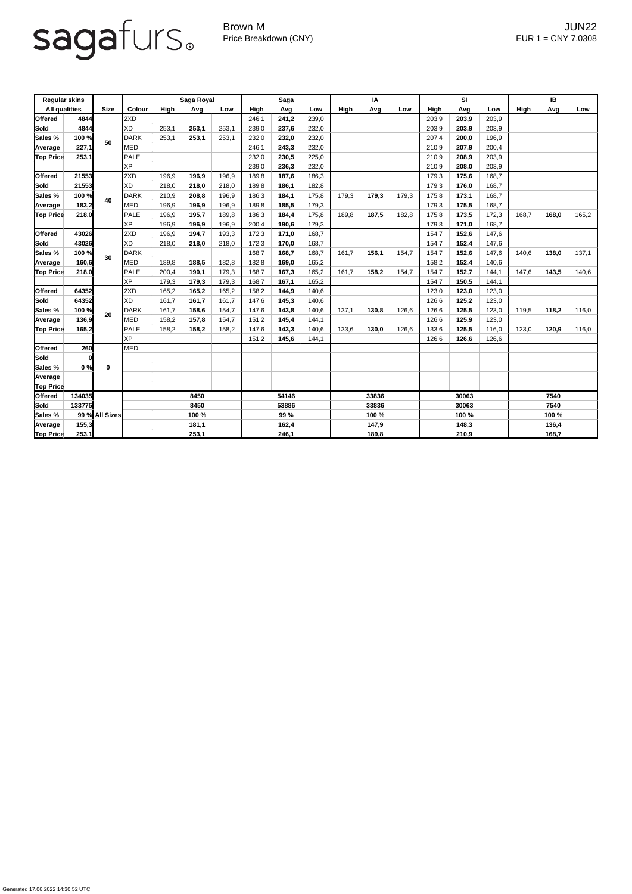sagafurs®

Brown M
Price Breakdown (CNY)

JUN22
EUR 1 = CNY 7.0308

| Regular skins | | Size | Colour | Saga Royal | | | Saga | | | IA | | | SI | | | IB | | |
|---|---|---|---|---|---|---|---|---|---|---|---|---|---|---|---|---|---|---|
| All qualities | | | | High | Avg | Low | High | Avg | Low | High | Avg | Low | High | Avg | Low | High | Avg | Low |
| Offered | 4844 | 50 | 2XD | | | | 246,1 | **241,2** | 239,0 | | | | 203,9 | **203,9** | 203,9 | | | |
| Sold | 4844 | | XD | 253,1 | **253,1** | 253,1 | 239,0 | **237,6** | 232,0 | | | | 203,9 | **203,9** | 203,9 | | | |
| Sales % | 100 % | | DARK | 253,1 | **253,1** | 253,1 | 232,0 | **232,0** | 232,0 | | | | 207,4 | **200,0** | 196,9 | | | |
| Average | 227,1 | | MED | | | | 246,1 | **243,3** | 232,0 | | | | 210,9 | **207,9** | 200,4 | | | |
| Top Price | 253,1 | | PALE | | | | 232,0 | **230,5** | 225,0 | | | | 210,9 | **208,9** | 203,9 | | | |
| | | | XP | | | | 239,0 | **236,3** | 232,0 | | | | 210,9 | **208,0** | 203,9 | | | |
| Offered | 21553 | 40 | 2XD | 196,9 | **196,9** | 196,9 | 189,8 | **187,6** | 186,3 | | | | 179,3 | **175,6** | 168,7 | | | |
| Sold | 21553 | | XD | 218,0 | **218,0** | 218,0 | 189,8 | **186,1** | 182,8 | | | | 179,3 | **176,0** | 168,7 | | | |
| Sales % | 100 % | | DARK | 210,9 | **208,8** | 196,9 | 186,3 | **184,1** | 175,8 | 179,3 | **179,3** | 179,3 | 175,8 | **173,1** | 168,7 | | | |
| Average | 183,2 | | MED | 196,9 | **196,9** | 196,9 | 189,8 | **185,5** | 179,3 | | | | 179,3 | **175,5** | 168,7 | | | |
| Top Price | 218,0 | | PALE | 196,9 | **195,7** | 189,8 | 186,3 | **184,4** | 175,8 | 189,8 | **187,5** | 182,8 | 175,8 | **173,5** | 172,3 | 168,7 | **168,0** | 165,2 |
| | | | XP | 196,9 | **196,9** | 196,9 | 200,4 | **190,6** | 179,3 | | | | 179,3 | **171,0** | 168,7 | | | |
| Offered | 43026 | 30 | 2XD | 196,9 | **194,7** | 193,3 | 172,3 | **171,0** | 168,7 | | | | 154,7 | **152,6** | 147,6 | | | |
| Sold | 43026 | | XD | 218,0 | **218,0** | 218,0 | 172,3 | **170,0** | 168,7 | | | | 154,7 | **152,4** | 147,6 | | | |
| Sales % | 100 % | | DARK | | | | 168,7 | **168,7** | 168,7 | 161,7 | **156,1** | 154,7 | 154,7 | **152,6** | 147,6 | 140,6 | **138,0** | 137,1 |
| Average | 160,6 | | MED | 189,8 | **188,5** | 182,8 | 182,8 | **169,0** | 165,2 | | | | 158,2 | **152,4** | 140,6 | | | |
| Top Price | 218,0 | | PALE | 200,4 | **190,1** | 179,3 | 168,7 | **167,3** | 165,2 | 161,7 | **158,2** | 154,7 | 154,7 | **152,7** | 144,1 | 147,6 | **143,5** | 140,6 |
| | | | XP | 179,3 | **179,3** | 179,3 | 168,7 | **167,1** | 165,2 | | | | 154,7 | **150,5** | 144,1 | | | |
| Offered | 64352 | 20 | 2XD | 165,2 | **165,2** | 165,2 | 158,2 | **144,9** | 140,6 | | | | 123,0 | **123,0** | 123,0 | | | |
| Sold | 64352 | | XD | 161,7 | **161,7** | 161,7 | 147,6 | **145,3** | 140,6 | | | | 126,6 | **125,2** | 123,0 | | | |
| Sales % | 100 % | | DARK | 161,7 | **158,6** | 154,7 | 147,6 | **143,8** | 140,6 | 137,1 | **130,8** | 126,6 | 126,6 | **125,5** | 123,0 | 119,5 | **118,2** | 116,0 |
| Average | 136,9 | | MED | 158,2 | **157,8** | 154,7 | 151,2 | **145,4** | 144,1 | | | | 126,6 | **125,9** | 123,0 | | | |
| Top Price | 165,2 | | PALE | 158,2 | **158,2** | 158,2 | 147,6 | **143,3** | 140,6 | 133,6 | **130,0** | 126,6 | 133,6 | **125,5** | 116,0 | 123,0 | **120,9** | 116,0 |
| | | | XP | | | | 151,2 | **145,6** | 144,1 | | | | 126,6 | **126,6** | 126,6 | | | |
| Offered | 260 | 0 | MED | | | | | | | | | | | | | | | |
| Sold | 0 | | | | | | | | | | | | | | | | | |
| Sales % | 0 % | | | | | | | | | | | | | | | | | |
| Average | | | | | | | | | | | | | | | | | | |
| Top Price | | | | | | | | | | | | | | | | | | |
| Offered | 134035 | All Sizes | | | **8450** | | | **54146** | | | **33836** | | | **30063** | | | **7540** | |
| Sold | 133775 | | | | **8450** | | | **53886** | | | **33836** | | | **30063** | | | **7540** | |
| Sales % | 99 % | | | | **100 %** | | | **99 %** | | | **100 %** | | | **100 %** | | | **100 %** | |
| Average | 155,3 | | | | **181,1** | | | **162,4** | | | **147,9** | | | **148,3** | | | **136,4** | |
| Top Price | 253,1 | | | | **253,1** | | | **246,1** | | | **189,8** | | | **210,9** | | | **168,7** | |

Generated 17.06.2022 14:30:52 UTC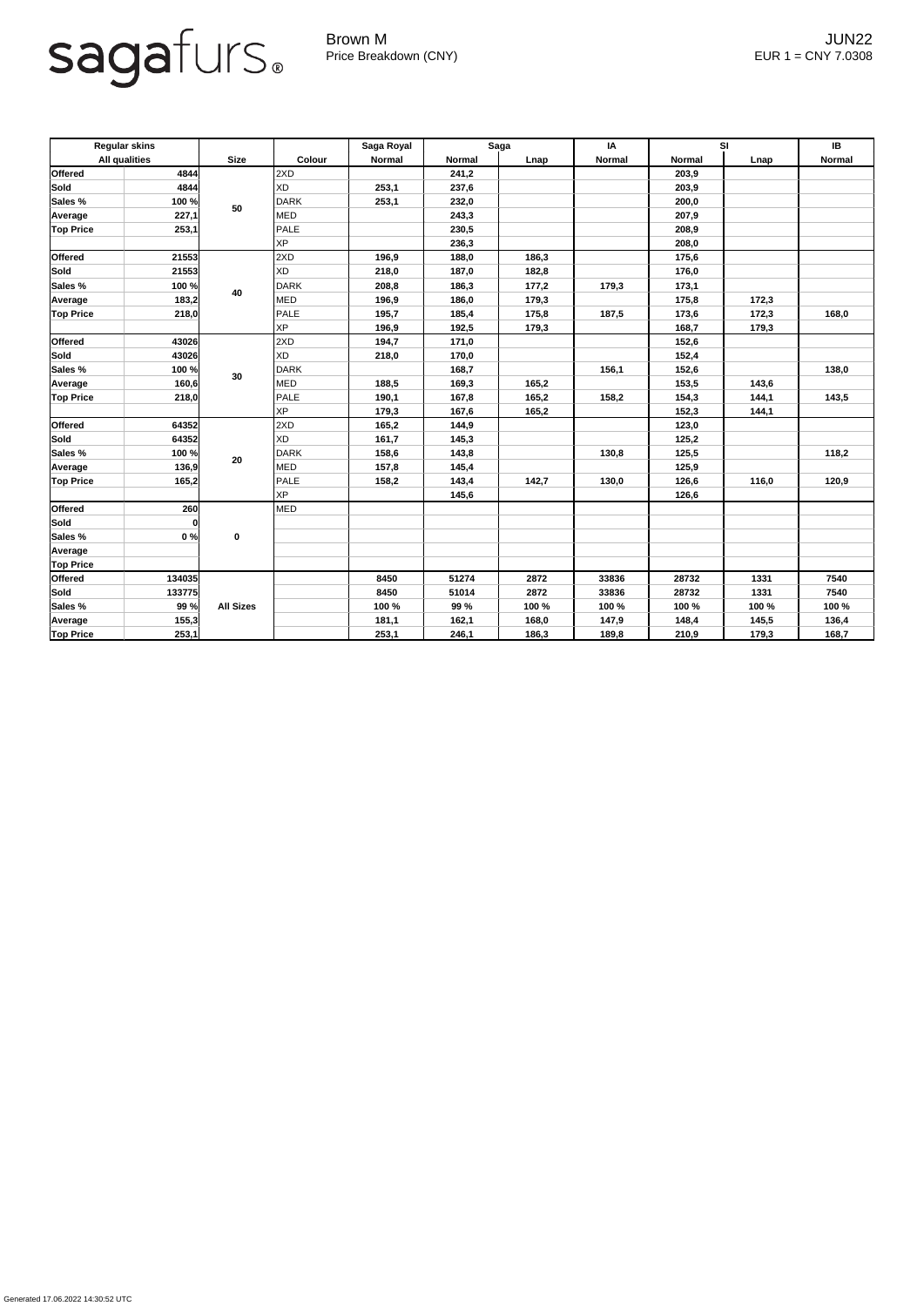sagafurs®

Brown M
Price Breakdown (CNY)

JUN22
EUR 1 = CNY 7.0308

| Regular skins | | | | Saga Royal | Saga | | IA | SI | | IB |
|---|---|---|---|---|---|---|---|---|---|---|
| All qualities | | Size | Colour | Normal | Normal | Lnap | Normal | Normal | Lnap | Normal |
| Offered | 4844 | 50 | 2XD | | 241,2 | | | 203,9 | | |
| Sold | 4844 | | XD | 253,1 | 237,6 | | | 203,9 | | |
| Sales % | 100 % | | DARK | 253,1 | 232,0 | | | 200,0 | | |
| Average | 227,1 | | MED | | 243,3 | | | 207,9 | | |
| Top Price | 253,1 | | PALE | | 230,5 | | | 208,9 | | |
| | | | XP | | 236,3 | | | 208,0 | | |
| Offered | 21553 | 40 | 2XD | 196,9 | 188,0 | 186,3 | | 175,6 | | |
| Sold | 21553 | | XD | 218,0 | 187,0 | 182,8 | | 176,0 | | |
| Sales % | 100 % | | DARK | 208,8 | 186,3 | 177,2 | 179,3 | 173,1 | | |
| Average | 183,2 | | MED | 196,9 | 186,0 | 179,3 | | 175,8 | 172,3 | |
| Top Price | 218,0 | | PALE | 195,7 | 185,4 | 175,8 | 187,5 | 173,6 | 172,3 | 168,0 |
| | | | XP | 196,9 | 192,5 | 179,3 | | 168,7 | 179,3 | |
| Offered | 43026 | 30 | 2XD | 194,7 | 171,0 | | | 152,6 | | |
| Sold | 43026 | | XD | 218,0 | 170,0 | | | 152,4 | | |
| Sales % | 100 % | | DARK | | 168,7 | | 156,1 | 152,6 | | 138,0 |
| Average | 160,6 | | MED | 188,5 | 169,3 | 165,2 | | 153,5 | 143,6 | |
| Top Price | 218,0 | | PALE | 190,1 | 167,8 | 165,2 | 158,2 | 154,3 | 144,1 | 143,5 |
| | | | XP | 179,3 | 167,6 | 165,2 | | 152,3 | 144,1 | |
| Offered | 64352 | 20 | 2XD | 165,2 | 144,9 | | | 123,0 | | |
| Sold | 64352 | | XD | 161,7 | 145,3 | | | 125,2 | | |
| Sales % | 100 % | | DARK | 158,6 | 143,8 | | 130,8 | 125,5 | | 118,2 |
| Average | 136,9 | | MED | 157,8 | 145,4 | | | 125,9 | | |
| Top Price | 165,2 | | PALE | 158,2 | 143,4 | 142,7 | 130,0 | 126,6 | 116,0 | 120,9 |
| | | | XP | | 145,6 | | | 126,6 | | |
| Offered | 260 | 0 | MED | | | | | | | |
| Sold | 0 | | | | | | | | | |
| Sales % | 0 % | | | | | | | | | |
| Average | | | | | | | | | | |
| Top Price | | | | | | | | | | |
| Offered | 134035 | All Sizes | | 8450 | 51274 | 2872 | 33836 | 28732 | 1331 | 7540 |
| Sold | 133775 | | | 8450 | 51014 | 2872 | 33836 | 28732 | 1331 | 7540 |
| Sales % | 99 % | | | 100 % | 99 % | 100 % | 100 % | 100 % | 100 % | 100 % |
| Average | 155,3 | | | 181,1 | 162,1 | 168,0 | 147,9 | 148,4 | 145,5 | 136,4 |
| Top Price | 253,1 | | | 253,1 | 246,1 | 186,3 | 189,8 | 210,9 | 179,3 | 168,7 |

Generated 17.06.2022 14:30:52 UTC